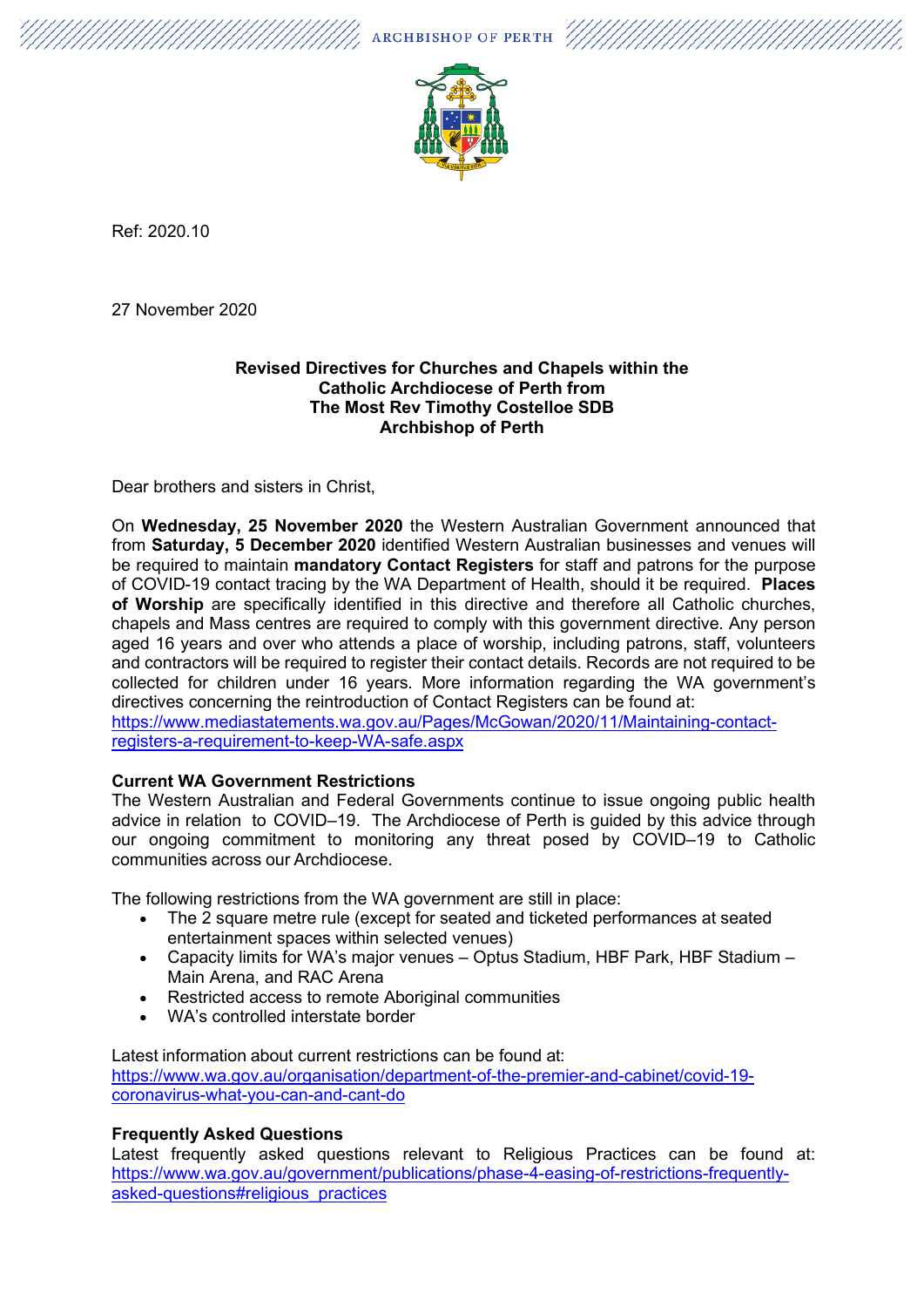ARCHBISHOP OF PERTH

Ref: 2020.10

27 November 2020

**Revised Directives for Churches and Chapels within the Catholic Archdiocese of Perth from The Most Rev Timothy Costelloe SDB Archbishop of Perth**

Dear brothers and sisters in Christ,

On **Wednesday, 25 November 2020** the Western Australian Government announced that from **Saturday, 5 December 2020** identified Western Australian businesses and venues will be required to maintain **mandatory Contact Registers** for staff and patrons for the purpose of COVID-19 contact tracing by the WA Department of Health, should it be required. **Places of Worship** are specifically identified in this directive and therefore all Catholic churches, chapels and Mass centres are required to comply with this government directive. Any person aged 16 years and over who attends a place of worship, including patrons, staff, volunteers and contractors will be required to register their contact details. Records are not required to be collected for children under 16 years. More information regarding the WA government's directives concerning the reintroduction of Contact Registers can be found at:
https://www.mediastatements.wa.gov.au/Pages/McGowan/2020/11/Maintaining-contact-registers-a-requirement-to-keep-WA-safe.aspx

**Current WA Government Restrictions**
The Western Australian and Federal Governments continue to issue ongoing public health advice in relation to COVID–19. The Archdiocese of Perth is guided by this advice through our ongoing commitment to monitoring any threat posed by COVID–19 to Catholic communities across our Archdiocese.

The following restrictions from the WA government are still in place:

- The 2 square metre rule (except for seated and ticketed performances at seated entertainment spaces within selected venues)
- Capacity limits for WA's major venues – Optus Stadium, HBF Park, HBF Stadium – Main Arena, and RAC Arena
- Restricted access to remote Aboriginal communities
- WA's controlled interstate border

Latest information about current restrictions can be found at:
https://www.wa.gov.au/organisation/department-of-the-premier-and-cabinet/covid-19-coronavirus-what-you-can-and-cant-do

**Frequently Asked Questions**
Latest frequently asked questions relevant to Religious Practices can be found at:
https://www.wa.gov.au/government/publications/phase-4-easing-of-restrictions-frequently-asked-questions#religious_practices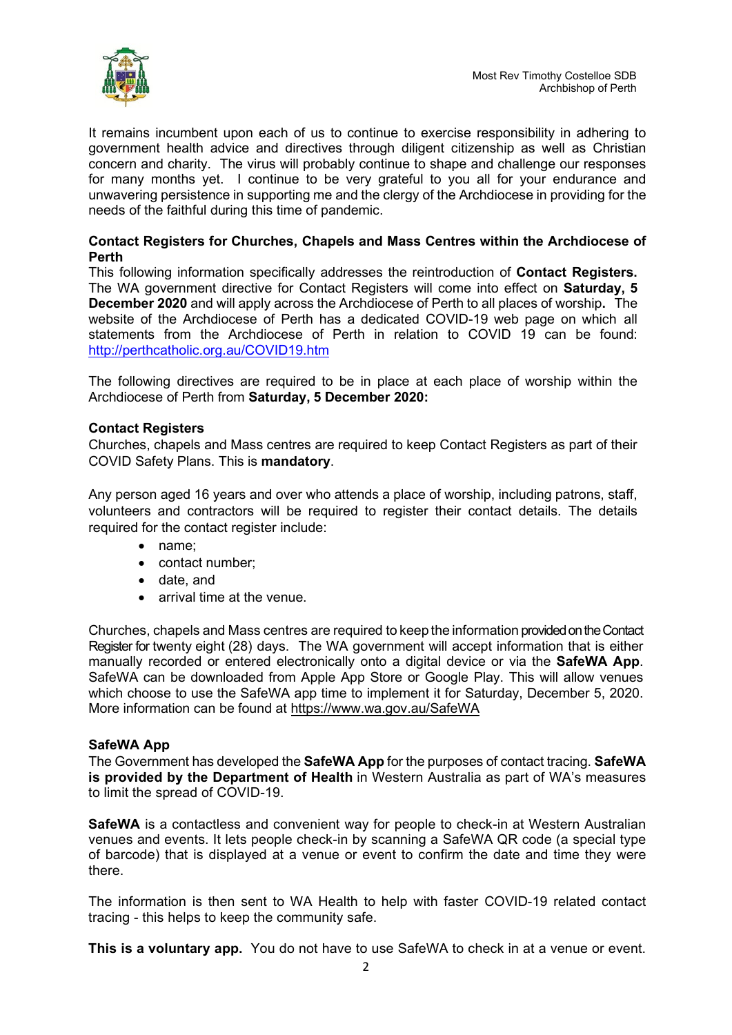Most Rev Timothy Costelloe SDB
Archbishop of Perth

It remains incumbent upon each of us to continue to exercise responsibility in adhering to government health advice and directives through diligent citizenship as well as Christian concern and charity. The virus will probably continue to shape and challenge our responses for many months yet. I continue to be very grateful to you all for your endurance and unwavering persistence in supporting me and the clergy of the Archdiocese in providing for the needs of the faithful during this time of pandemic.

**Contact Registers for Churches, Chapels and Mass Centres within the Archdiocese of Perth**

This following information specifically addresses the reintroduction of **Contact Registers.** The WA government directive for Contact Registers will come into effect on **Saturday, 5 December 2020** and will apply across the Archdiocese of Perth to all places of worship**.** The website of the Archdiocese of Perth has a dedicated COVID-19 web page on which all statements from the Archdiocese of Perth in relation to COVID 19 can be found: http://perthcatholic.org.au/COVID19.htm

The following directives are required to be in place at each place of worship within the Archdiocese of Perth from **Saturday, 5 December 2020:**

**Contact Registers**

Churches, chapels and Mass centres are required to keep Contact Registers as part of their COVID Safety Plans. This is **mandatory**.

Any person aged 16 years and over who attends a place of worship, including patrons, staff, volunteers and contractors will be required to register their contact details. The details required for the contact register include:

- name;
- contact number;
- date, and
- arrival time at the venue.

Churches, chapels and Mass centres are required to keep the information provided on the Contact Register for twenty eight (28) days. The WA government will accept information that is either manually recorded or entered electronically onto a digital device or via the **SafeWA App**. SafeWA can be downloaded from Apple App Store or Google Play. This will allow venues which choose to use the SafeWA app time to implement it for Saturday, December 5, 2020. More information can be found at https://www.wa.gov.au/SafeWA

**SafeWA App**

The Government has developed the **SafeWA App** for the purposes of contact tracing. **SafeWA is provided by the Department of Health** in Western Australia as part of WA's measures to limit the spread of COVID-19.

**SafeWA** is a contactless and convenient way for people to check-in at Western Australian venues and events. It lets people check-in by scanning a SafeWA QR code (a special type of barcode) that is displayed at a venue or event to confirm the date and time they were there.

The information is then sent to WA Health to help with faster COVID-19 related contact tracing - this helps to keep the community safe.

**This is a voluntary app.** You do not have to use SafeWA to check in at a venue or event.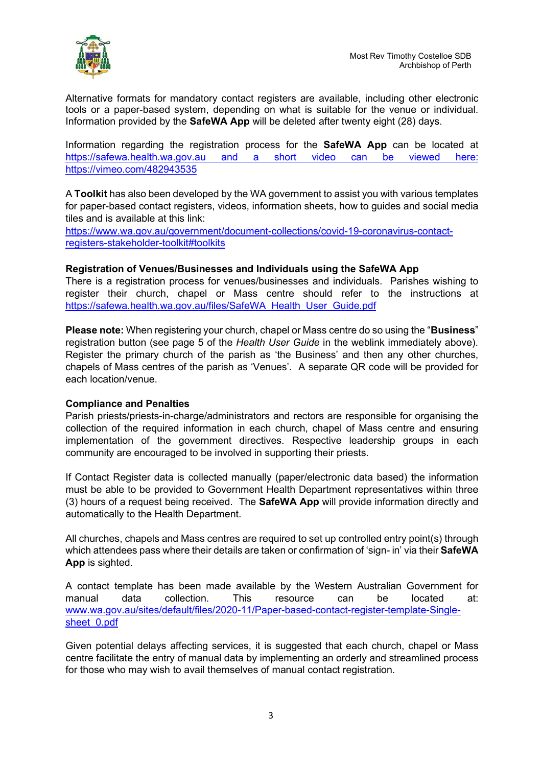Alternative formats for mandatory contact registers are available, including other electronic tools or a paper-based system, depending on what is suitable for the venue or individual. Information provided by the **SafeWA App** will be deleted after twenty eight (28) days.

Information regarding the registration process for the **SafeWA App** can be located at https://safewa.health.wa.gov.au and a short video can be viewed here: https://vimeo.com/482943535

A **Toolkit** has also been developed by the WA government to assist you with various templates for paper-based contact registers, videos, information sheets, how to guides and social media tiles and is available at this link: https://www.wa.gov.au/government/document-collections/covid-19-coronavirus-contact-registers-stakeholder-toolkit#toolkits

**Registration of Venues/Businesses and Individuals using the SafeWA App**

There is a registration process for venues/businesses and individuals. Parishes wishing to register their church, chapel or Mass centre should refer to the instructions at https://safewa.health.wa.gov.au/files/SafeWA_Health_User_Guide.pdf

**Please note:** When registering your church, chapel or Mass centre do so using the "**Business**" registration button (see page 5 of the *Health User Guide* in the weblink immediately above). Register the primary church of the parish as 'the Business' and then any other churches, chapels of Mass centres of the parish as 'Venues'. A separate QR code will be provided for each location/venue.

**Compliance and Penalties**

Parish priests/priests-in-charge/administrators and rectors are responsible for organising the collection of the required information in each church, chapel of Mass centre and ensuring implementation of the government directives. Respective leadership groups in each community are encouraged to be involved in supporting their priests.

If Contact Register data is collected manually (paper/electronic data based) the information must be able to be provided to Government Health Department representatives within three (3) hours of a request being received. The **SafeWA App** will provide information directly and automatically to the Health Department.

All churches, chapels and Mass centres are required to set up controlled entry point(s) through which attendees pass where their details are taken or confirmation of 'sign- in' via their **SafeWA App** is sighted.

A contact template has been made available by the Western Australian Government for manual data collection. This resource can be located at: www.wa.gov.au/sites/default/files/2020-11/Paper-based-contact-register-template-Single-sheet_0.pdf

Given potential delays affecting services, it is suggested that each church, chapel or Mass centre facilitate the entry of manual data by implementing an orderly and streamlined process for those who may wish to avail themselves of manual contact registration.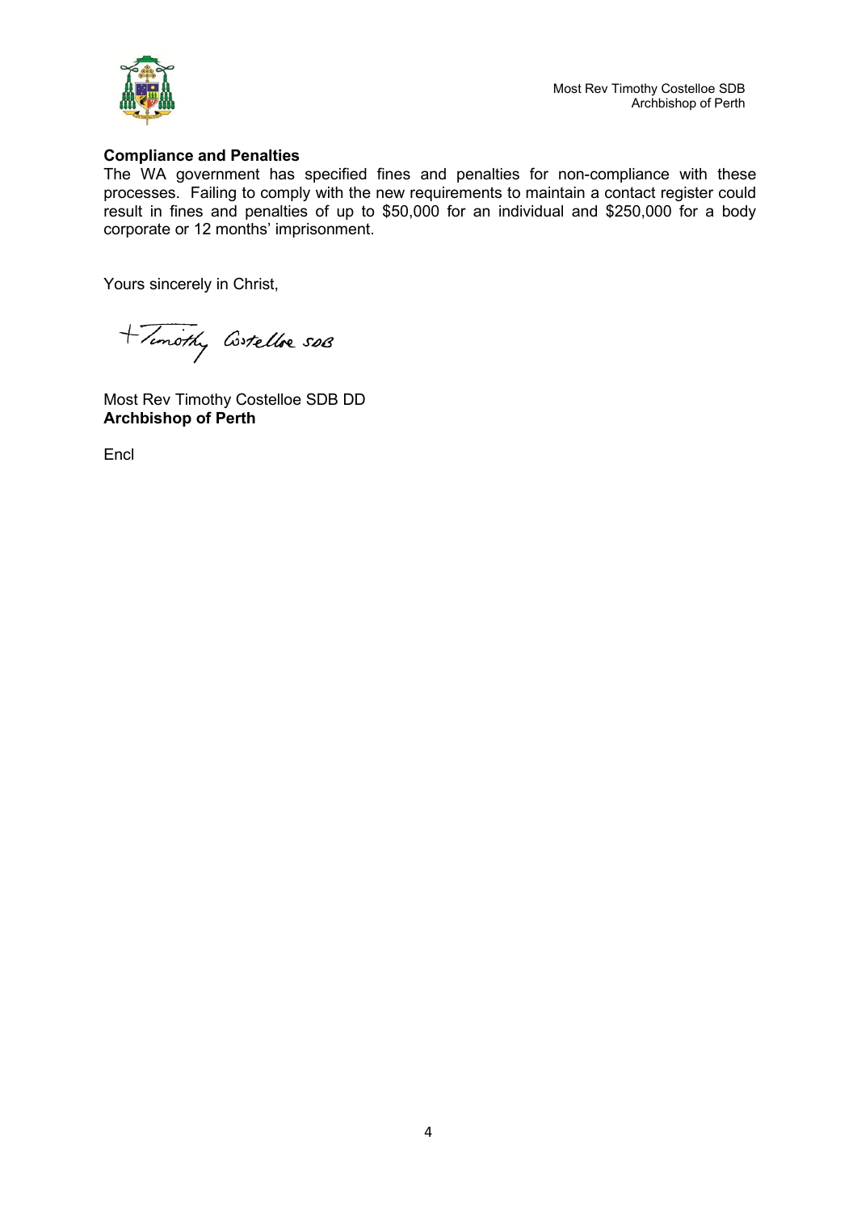**Compliance and Penalties**

The WA government has specified fines and penalties for non-compliance with these processes. Failing to comply with the new requirements to maintain a contact register could result in fines and penalties of up to $50,000 for an individual and $250,000 for a body corporate or 12 months' imprisonment.

Yours sincerely in Christ,

+Timothy Costelloe SDB

Most Rev Timothy Costelloe SDB DD
**Archbishop of Perth**

Encl